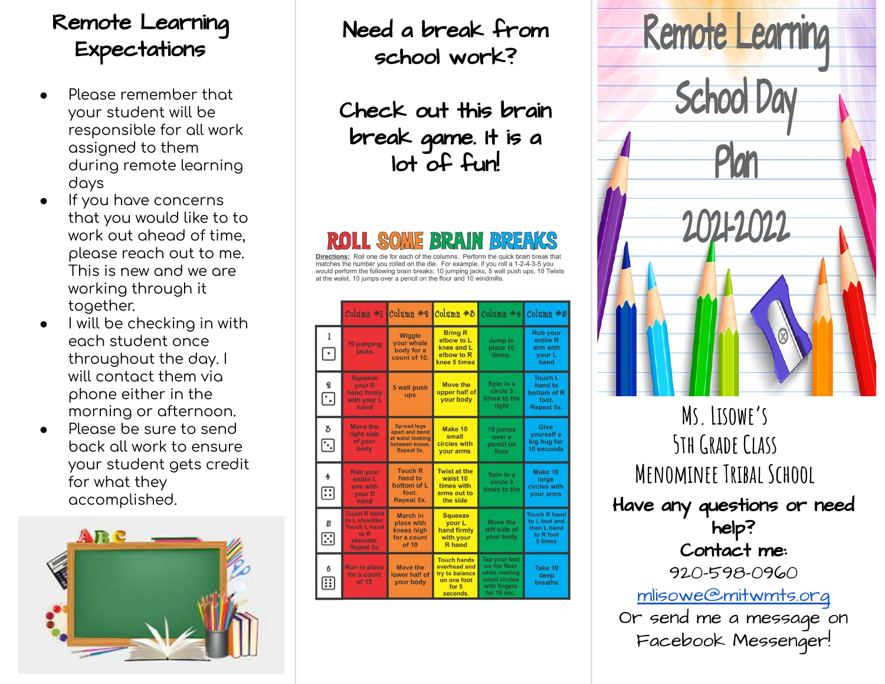# Remote Learning Expectations

- Please remember that your student will be responsible for all work assigned to them during remote learning days
- If you have concerns that you would like to to work out ahead of time, please reach out to me. This is new and we are working through it together.
- I will be checking in with each student once throughout the day. I will contact them via phone either in the morning or afternoon.
- Please be sure to send back all work to ensure your student gets credit for what they accomplished.

# Need a break from school work?

## Check out this brain break game. It is a lot of fun!

## ROLL SOME BRAIN BREAKS

Directions: Roll one die for each of the columns. Perform the quick brain break that matches the number you rolled on the die. For example, if you roll a 1-2-4-3-5 you would perform the following brain breaks: 10 jumping jacks, 5 wall push ups, 10 Twists at the waist, 10 jumps over a pencil on the floor and 10 windmills.

| | Column #1 | Column #2 | Column #3 | Column #4 | Column #5 |
|---|---|---|---|---|---|
| 1 | 10 jumping jacks | Wiggle your whole body for a count of 10. | Bring R elbow to L knee and L elbow to R knee 5 times | Jump in place 10 times. | Rub your entire R arm with your L hand |
| 2 | Squeeze your R hand firmly with your L hand | 5 wall push ups | Move the upper half of your body | Spin in a circle 3 times to the right | Touch L hand to bottom of R foot. Repeat 5x. |
| 3 | Move the right side of your body | Spread legs apart and bend at waist looking between knees. Repeat 5x. | Make 10 small circles with your arms | 10 jumps over a pencil on floor | Give yourself a big hug for 10 seconds |
| 4 | Rub your entire L arm with your R hand | Touch R hand to bottom of L foot. Repeat 5x. | Twist at the waist 10 times with arms out to the side | Spin in a circle 3 times to the | Make 10 large circles with your arms |
| 5 | Touch R hand to L shoulder. Touch L hand to R shoulder. Repeat 5x. | March in place with knees high for a count of 10 | Squeeze your L hand firmly with your R hand | Move the left side of your body | Touch R hand to L foot and then L hand to R foot 5 times |
| 6 | Run in place for a count of 15 | Move the lower half of your body | Touch hands overhead and try to balance on one foot for 5 seconds. | Tap your feet on the floor while making small circles with fingers for 10 sec. | Take 10 deep breaths |

# Remote Learning School Day Plan 2021-2022

Ms. Lisowe's
5th Grade Class
Menominee Tribal School

**Have any questions or need help?**

**Contact me:**

920-598-0960

mlisowe@mitwmts.org

Or send me a message on Facebook Messenger!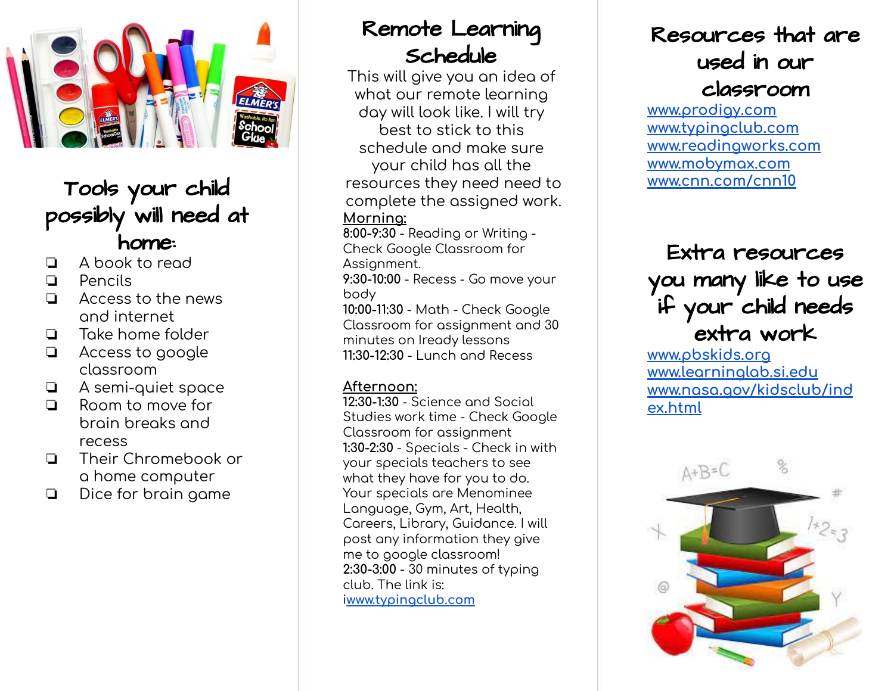## Tools your child possibly will need at home:

- A book to read
- Pencils
- Access to the news and internet
- Take home folder
- Access to google classroom
- A semi-quiet space
- Room to move for brain breaks and recess
- Their Chromebook or a home computer
- Dice for brain game

## Remote Learning Schedule

This will give you an idea of what our remote learning day will look like. I will try best to stick to this schedule and make sure your child has all the resources they need need to complete the assigned work.

Morning:

8:00-9:30 - Reading or Writing - Check Google Classroom for Assignment.
9:30-10:00 - Recess - Go move your body
10:00-11:30 - Math - Check Google Classroom for assignment and 30 minutes on Iready lessons
11:30-12:30 - Lunch and Recess

Afternoon:

12:30-1:30 - Science and Social Studies work time - Check Google Classroom for assignment
1:30-2:30 - Specials - Check in with your specials teachers to see what they have for you to do. Your specials are Menominee Language, Gym, Art, Health, Careers, Library, Guidance. I will post any information they give me to google classroom!
2:30-3:00 - 30 minutes of typing club. The link is: iwww.typingclub.com

## Resources that are used in our classroom

www.prodigy.com
www.typingclub.com
www.readingworks.com
www.mobymax.com
www.cnn.com/cnn10

## Extra resources you many like to use if your child needs extra work

www.pbskids.org
www.learninglab.si.edu
www.nasa.gov/kidsclub/index.html